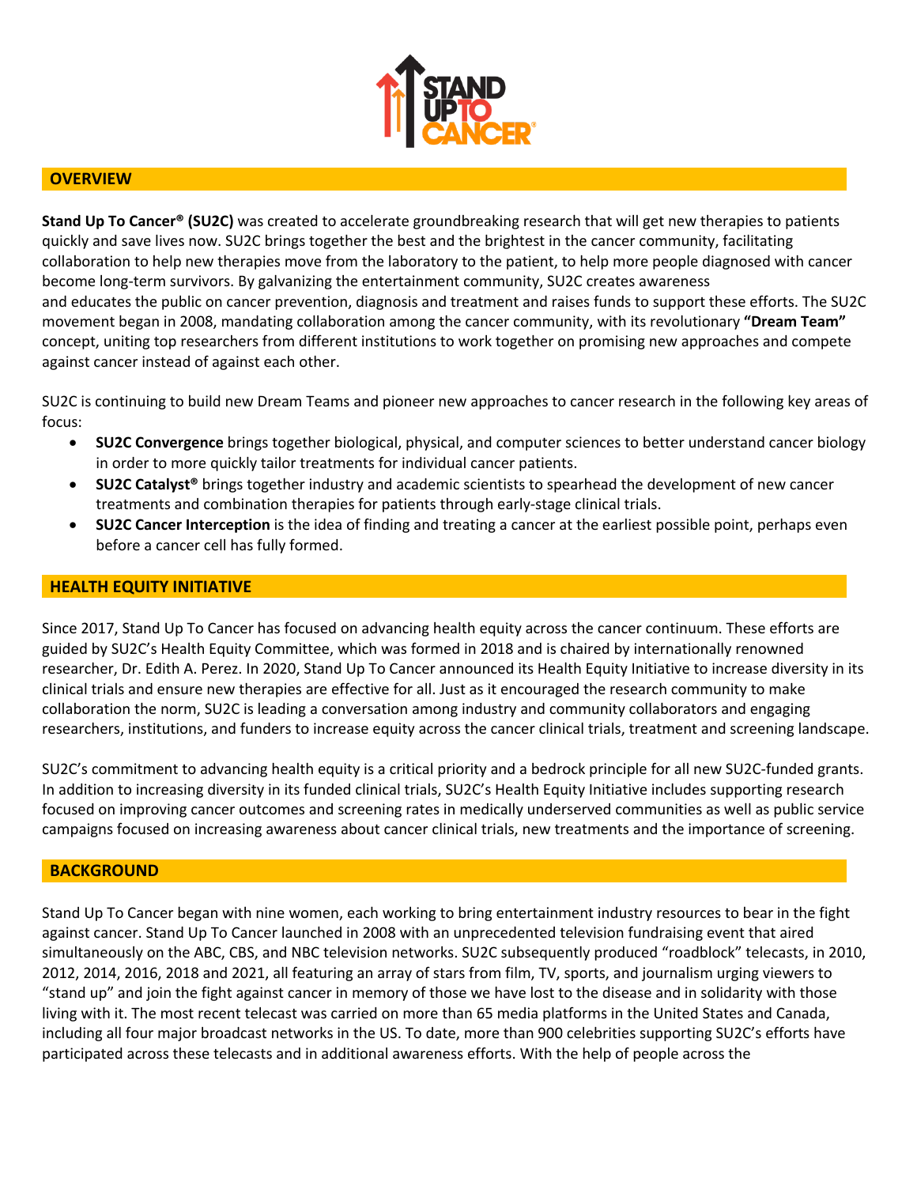## OVERVIEW

**Stand Up To Cancer® (SU2C)** was created to accelerate groundbreaking research that will get new therapies to patients quickly and save lives now. SU2C brings together the best and the brightest in the cancer community, facilitating collaboration to help new therapies move from the laboratory to the patient, to help more people diagnosed with cancer become long-term survivors. By galvanizing the entertainment community, SU2C creates awareness and educates the public on cancer prevention, diagnosis and treatment and raises funds to support these efforts. The SU2C movement began in 2008, mandating collaboration among the cancer community, with its revolutionary **"Dream Team"** concept, uniting top researchers from different institutions to work together on promising new approaches and compete against cancer instead of against each other.

SU2C is continuing to build new Dream Teams and pioneer new approaches to cancer research in the following key areas of focus:

- **SU2C Convergence** brings together biological, physical, and computer sciences to better understand cancer biology in order to more quickly tailor treatments for individual cancer patients.
- **SU2C Catalyst®** brings together industry and academic scientists to spearhead the development of new cancer treatments and combination therapies for patients through early-stage clinical trials.
- **SU2C Cancer Interception** is the idea of finding and treating a cancer at the earliest possible point, perhaps even before a cancer cell has fully formed.

## HEALTH EQUITY INITIATIVE

Since 2017, Stand Up To Cancer has focused on advancing health equity across the cancer continuum. These efforts are guided by SU2C's Health Equity Committee, which was formed in 2018 and is chaired by internationally renowned researcher, Dr. Edith A. Perez. In 2020, Stand Up To Cancer announced its Health Equity Initiative to increase diversity in its clinical trials and ensure new therapies are effective for all. Just as it encouraged the research community to make collaboration the norm, SU2C is leading a conversation among industry and community collaborators and engaging researchers, institutions, and funders to increase equity across the cancer clinical trials, treatment and screening landscape.

SU2C's commitment to advancing health equity is a critical priority and a bedrock principle for all new SU2C-funded grants. In addition to increasing diversity in its funded clinical trials, SU2C's Health Equity Initiative includes supporting research focused on improving cancer outcomes and screening rates in medically underserved communities as well as public service campaigns focused on increasing awareness about cancer clinical trials, new treatments and the importance of screening.

## BACKGROUND

Stand Up To Cancer began with nine women, each working to bring entertainment industry resources to bear in the fight against cancer. Stand Up To Cancer launched in 2008 with an unprecedented television fundraising event that aired simultaneously on the ABC, CBS, and NBC television networks. SU2C subsequently produced "roadblock" telecasts, in 2010, 2012, 2014, 2016, 2018 and 2021, all featuring an array of stars from film, TV, sports, and journalism urging viewers to "stand up" and join the fight against cancer in memory of those we have lost to the disease and in solidarity with those living with it. The most recent telecast was carried on more than 65 media platforms in the United States and Canada, including all four major broadcast networks in the US. To date, more than 900 celebrities supporting SU2C's efforts have participated across these telecasts and in additional awareness efforts. With the help of people across the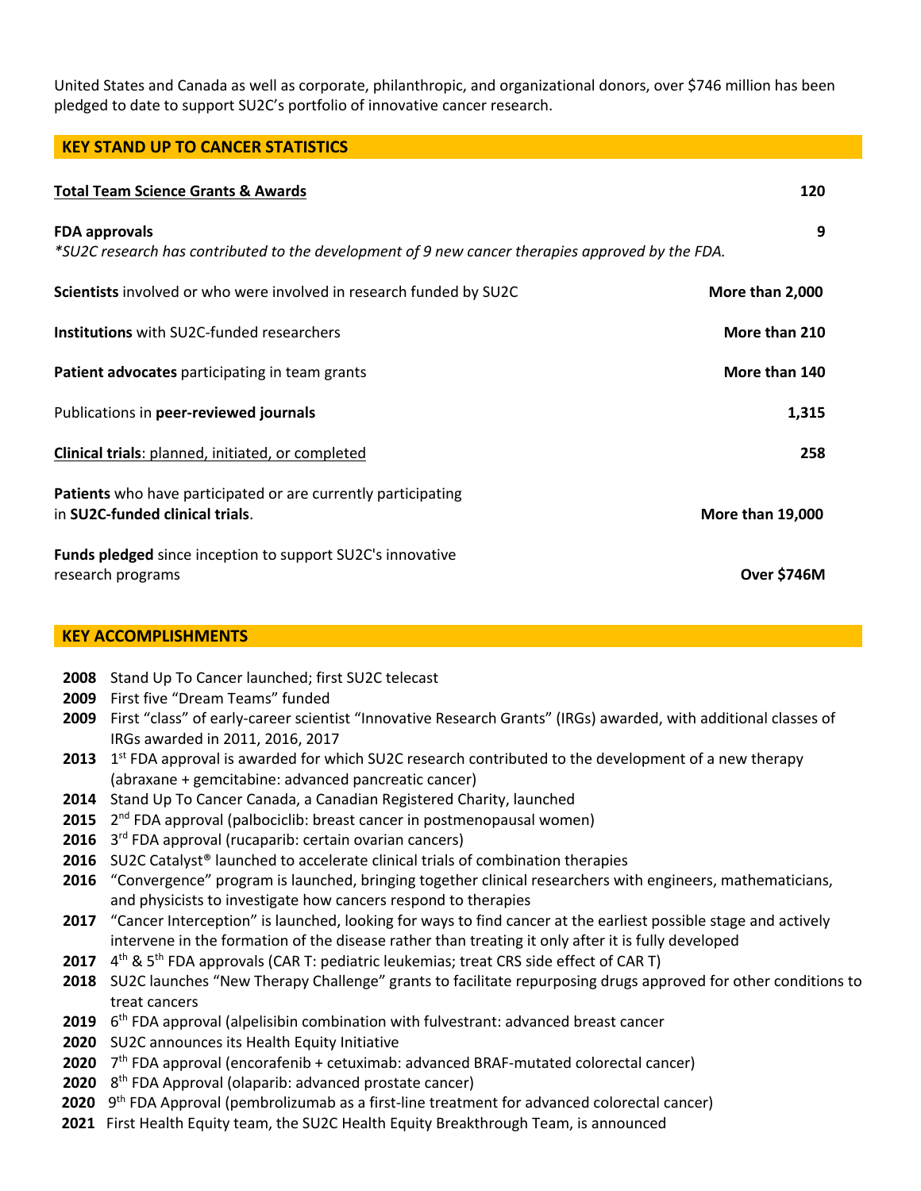United States and Canada as well as corporate, philanthropic, and organizational donors, over $746 million has been pledged to date to support SU2C's portfolio of innovative cancer research.

## KEY STAND UP TO CANCER STATISTICS

| | |
|---|---|
| **Total Team Science Grants & Awards** | **120** |
| **FDA approvals**<br>*\*SU2C research has contributed to the development of 9 new cancer therapies approved by the FDA.* | **9** |
| **Scientists** involved or who were involved in research funded by SU2C | **More than 2,000** |
| **Institutions** with SU2C-funded researchers | **More than 210** |
| **Patient advocates** participating in team grants | **More than 140** |
| Publications in **peer-reviewed journals** | **1,315** |
| **Clinical trials**: planned, initiated, or completed | **258** |
| **Patients** who have participated or are currently participating in **SU2C-funded clinical trials**. | **More than 19,000** |
| **Funds pledged** since inception to support SU2C's innovative research programs | **Over $746M** |

## KEY ACCOMPLISHMENTS

- **2008** Stand Up To Cancer launched; first SU2C telecast
- **2009** First five "Dream Teams" funded
- **2009** First "class" of early-career scientist "Innovative Research Grants" (IRGs) awarded, with additional classes of IRGs awarded in 2011, 2016, 2017
- **2013** 1st FDA approval is awarded for which SU2C research contributed to the development of a new therapy (abraxane + gemcitabine: advanced pancreatic cancer)
- **2014** Stand Up To Cancer Canada, a Canadian Registered Charity, launched
- **2015** 2nd FDA approval (palbociclib: breast cancer in postmenopausal women)
- **2016** 3rd FDA approval (rucaparib: certain ovarian cancers)
- **2016** SU2C Catalyst® launched to accelerate clinical trials of combination therapies
- **2016** "Convergence" program is launched, bringing together clinical researchers with engineers, mathematicians, and physicists to investigate how cancers respond to therapies
- **2017** "Cancer Interception" is launched, looking for ways to find cancer at the earliest possible stage and actively intervene in the formation of the disease rather than treating it only after it is fully developed
- **2017** 4th & 5th FDA approvals (CAR T: pediatric leukemias; treat CRS side effect of CAR T)
- **2018** SU2C launches "New Therapy Challenge" grants to facilitate repurposing drugs approved for other conditions to treat cancers
- **2019** 6th FDA approval (alpelisibin combination with fulvestrant: advanced breast cancer
- **2020** SU2C announces its Health Equity Initiative
- **2020** 7th FDA approval (encorafenib + cetuximab: advanced BRAF-mutated colorectal cancer)
- **2020** 8th FDA Approval (olaparib: advanced prostate cancer)
- **2020** 9th FDA Approval (pembrolizumab as a first-line treatment for advanced colorectal cancer)
- **2021** First Health Equity team, the SU2C Health Equity Breakthrough Team, is announced